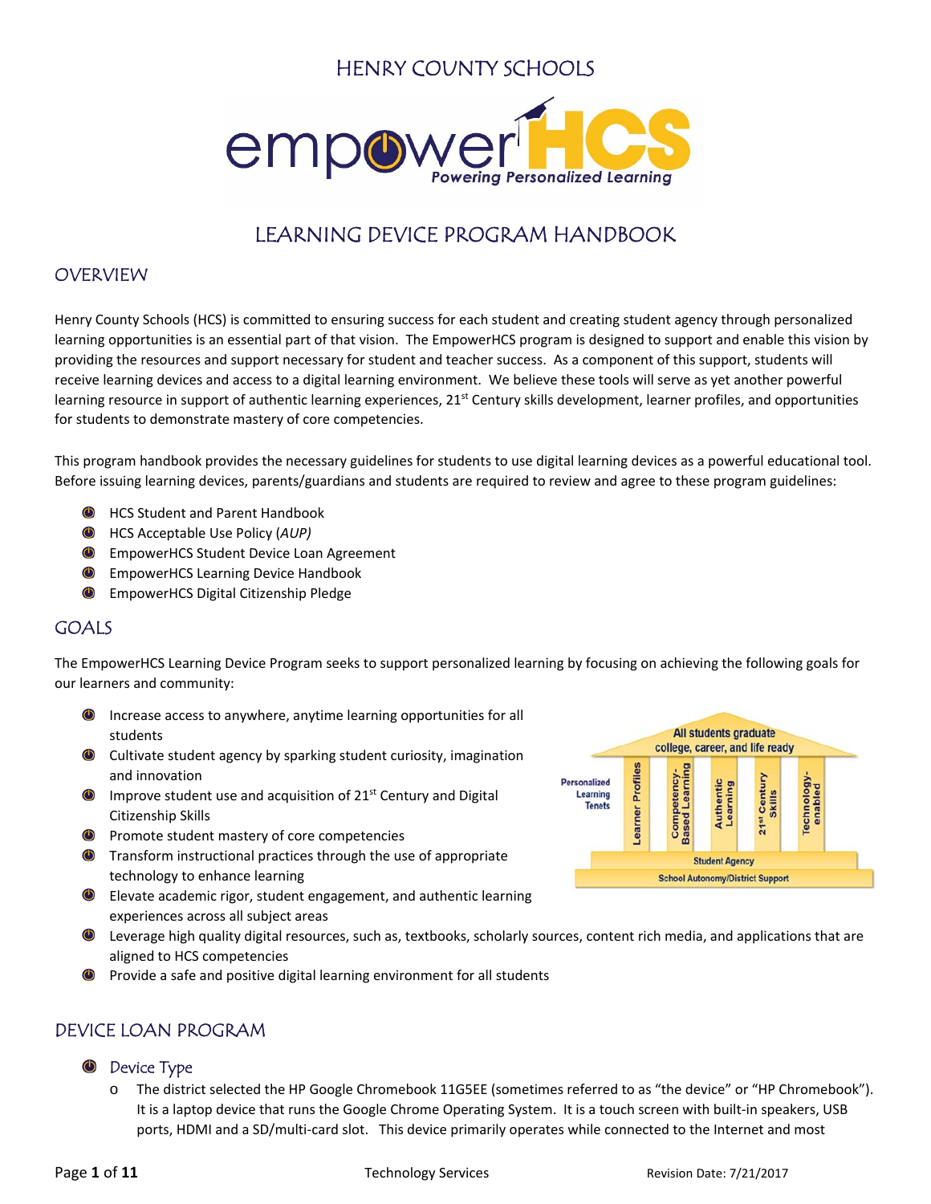# HENRY COUNTY SCHOOLS

empowerHCS
*Powering Personalized Learning*

# LEARNING DEVICE PROGRAM HANDBOOK

## OVERVIEW

Henry County Schools (HCS) is committed to ensuring success for each student and creating student agency through personalized learning opportunities is an essential part of that vision. The EmpowerHCS program is designed to support and enable this vision by providing the resources and support necessary for student and teacher success. As a component of this support, students will receive learning devices and access to a digital learning environment. We believe these tools will serve as yet another powerful learning resource in support of authentic learning experiences, 21st Century skills development, learner profiles, and opportunities for students to demonstrate mastery of core competencies.

This program handbook provides the necessary guidelines for students to use digital learning devices as a powerful educational tool. Before issuing learning devices, parents/guardians and students are required to review and agree to these program guidelines:

- HCS Student and Parent Handbook
- HCS Acceptable Use Policy (*AUP)*
- EmpowerHCS Student Device Loan Agreement
- EmpowerHCS Learning Device Handbook
- EmpowerHCS Digital Citizenship Pledge

## GOALS

The EmpowerHCS Learning Device Program seeks to support personalized learning by focusing on achieving the following goals for our learners and community:

- Increase access to anywhere, anytime learning opportunities for all students
- Cultivate student agency by sparking student curiosity, imagination and innovation
- Improve student use and acquisition of 21st Century and Digital Citizenship Skills
- Promote student mastery of core competencies
- Transform instructional practices through the use of appropriate technology to enhance learning
- Elevate academic rigor, student engagement, and authentic learning experiences across all subject areas
- Leverage high quality digital resources, such as, textbooks, scholarly sources, content rich media, and applications that are aligned to HCS competencies
- Provide a safe and positive digital learning environment for all students

## DEVICE LOAN PROGRAM

### Device Type

- The district selected the HP Google Chromebook 11G5EE (sometimes referred to as "the device" or "HP Chromebook"). It is a laptop device that runs the Google Chrome Operating System. It is a touch screen with built-in speakers, USB ports, HDMI and a SD/multi-card slot. This device primarily operates while connected to the Internet and most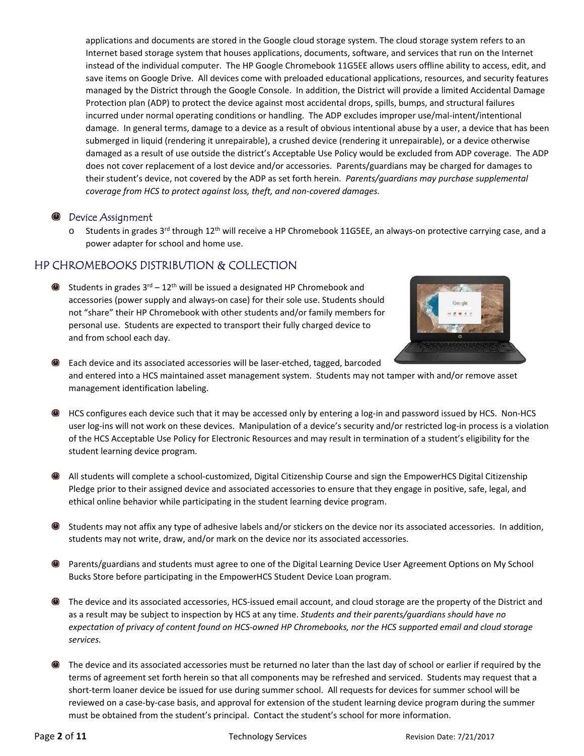applications and documents are stored in the Google cloud storage system. The cloud storage system refers to an Internet based storage system that houses applications, documents, software, and services that run on the Internet instead of the individual computer. The HP Google Chromebook 11G5EE allows users offline ability to access, edit, and save items on Google Drive. All devices come with preloaded educational applications, resources, and security features managed by the District through the Google Console. In addition, the District will provide a limited Accidental Damage Protection plan (ADP) to protect the device against most accidental drops, spills, bumps, and structural failures incurred under normal operating conditions or handling. The ADP excludes improper use/mal-intent/intentional damage. In general terms, damage to a device as a result of obvious intentional abuse by a user, a device that has been submerged in liquid (rendering it unrepairable), a crushed device (rendering it unrepairable), or a device otherwise damaged as a result of use outside the district's Acceptable Use Policy would be excluded from ADP coverage. The ADP does not cover replacement of a lost device and/or accessories. Parents/guardians may be charged for damages to their student's device, not covered by the ADP as set forth herein. *Parents/guardians may purchase supplemental coverage from HCS to protect against loss, theft, and non-covered damages.*

- Device Assignment
  - Students in grades 3rd through 12th will receive a HP Chromebook 11G5EE, an always-on protective carrying case, and a power adapter for school and home use.

## HP CHROMEBOOKS DISTRIBUTION & COLLECTION

- Students in grades 3rd – 12th will be issued a designated HP Chromebook and accessories (power supply and always-on case) for their sole use. Students should not "share" their HP Chromebook with other students and/or family members for personal use. Students are expected to transport their fully charged device to and from school each day.

- Each device and its associated accessories will be laser-etched, tagged, barcoded and entered into a HCS maintained asset management system. Students may not tamper with and/or remove asset management identification labeling.

- HCS configures each device such that it may be accessed only by entering a log-in and password issued by HCS. Non-HCS user log-ins will not work on these devices. Manipulation of a device's security and/or restricted log-in process is a violation of the HCS Acceptable Use Policy for Electronic Resources and may result in termination of a student's eligibility for the student learning device program.

- All students will complete a school-customized, Digital Citizenship Course and sign the EmpowerHCS Digital Citizenship Pledge prior to their assigned device and associated accessories to ensure that they engage in positive, safe, legal, and ethical online behavior while participating in the student learning device program.

- Students may not affix any type of adhesive labels and/or stickers on the device nor its associated accessories. In addition, students may not write, draw, and/or mark on the device nor its associated accessories.

- Parents/guardians and students must agree to one of the Digital Learning Device User Agreement Options on My School Bucks Store before participating in the EmpowerHCS Student Device Loan program.

- The device and its associated accessories, HCS-issued email account, and cloud storage are the property of the District and as a result may be subject to inspection by HCS at any time. *Students and their parents/guardians should have no expectation of privacy of content found on HCS-owned HP Chromebooks, nor the HCS supported email and cloud storage services.*

- The device and its associated accessories must be returned no later than the last day of school or earlier if required by the terms of agreement set forth herein so that all components may be refreshed and serviced. Students may request that a short-term loaner device be issued for use during summer school. All requests for devices for summer school will be reviewed on a case-by-case basis, and approval for extension of the student learning device program during the summer must be obtained from the student's principal. Contact the student's school for more information.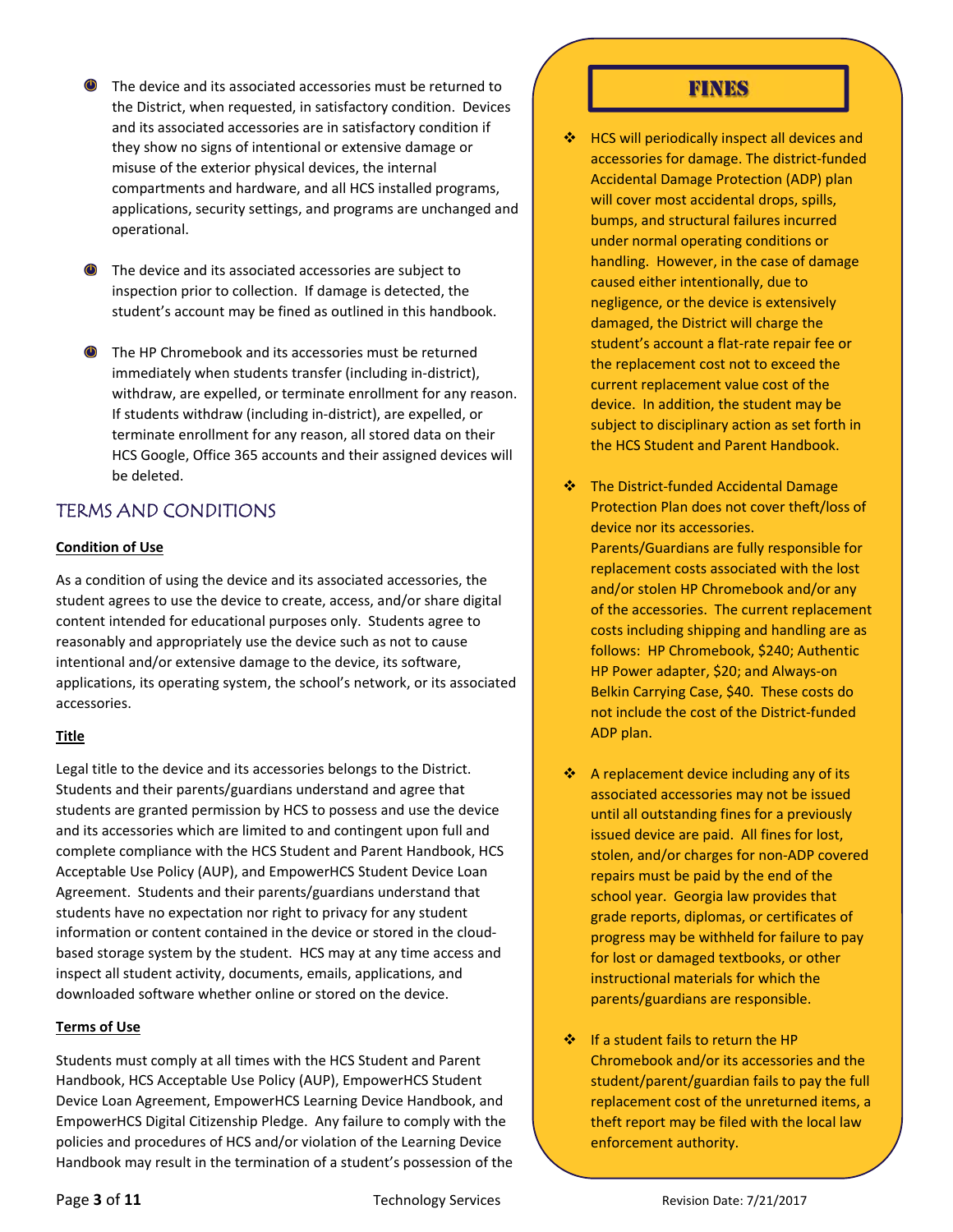- The device and its associated accessories must be returned to the District, when requested, in satisfactory condition. Devices and its associated accessories are in satisfactory condition if they show no signs of intentional or extensive damage or misuse of the exterior physical devices, the internal compartments and hardware, and all HCS installed programs, applications, security settings, and programs are unchanged and operational.

- The device and its associated accessories are subject to inspection prior to collection. If damage is detected, the student's account may be fined as outlined in this handbook.

- The HP Chromebook and its accessories must be returned immediately when students transfer (including in-district), withdraw, are expelled, or terminate enrollment for any reason. If students withdraw (including in-district), are expelled, or terminate enrollment for any reason, all stored data on their HCS Google, Office 365 accounts and their assigned devices will be deleted.

## TERMS AND CONDITIONS

**Condition of Use**

As a condition of using the device and its associated accessories, the student agrees to use the device to create, access, and/or share digital content intended for educational purposes only. Students agree to reasonably and appropriately use the device such as not to cause intentional and/or extensive damage to the device, its software, applications, its operating system, the school's network, or its associated accessories.

**Title**

Legal title to the device and its accessories belongs to the District. Students and their parents/guardians understand and agree that students are granted permission by HCS to possess and use the device and its accessories which are limited to and contingent upon full and complete compliance with the HCS Student and Parent Handbook, HCS Acceptable Use Policy (AUP), and EmpowerHCS Student Device Loan Agreement. Students and their parents/guardians understand that students have no expectation nor right to privacy for any student information or content contained in the device or stored in the cloud-based storage system by the student. HCS may at any time access and inspect all student activity, documents, emails, applications, and downloaded software whether online or stored on the device.

**Terms of Use**

Students must comply at all times with the HCS Student and Parent Handbook, HCS Acceptable Use Policy (AUP), EmpowerHCS Student Device Loan Agreement, EmpowerHCS Learning Device Handbook, and EmpowerHCS Digital Citizenship Pledge. Any failure to comply with the policies and procedures of HCS and/or violation of the Learning Device Handbook may result in the termination of a student's possession of the

## FINES

- HCS will periodically inspect all devices and accessories for damage. The district-funded Accidental Damage Protection (ADP) plan will cover most accidental drops, spills, bumps, and structural failures incurred under normal operating conditions or handling. However, in the case of damage caused either intentionally, due to negligence, or the device is extensively damaged, the District will charge the student's account a flat-rate repair fee or the replacement cost not to exceed the current replacement value cost of the device. In addition, the student may be subject to disciplinary action as set forth in the HCS Student and Parent Handbook.

- The District-funded Accidental Damage Protection Plan does not cover theft/loss of device nor its accessories. Parents/Guardians are fully responsible for replacement costs associated with the lost and/or stolen HP Chromebook and/or any of the accessories. The current replacement costs including shipping and handling are as follows: HP Chromebook, $240; Authentic HP Power adapter, $20; and Always-on Belkin Carrying Case, $40. These costs do not include the cost of the District-funded ADP plan.

- A replacement device including any of its associated accessories may not be issued until all outstanding fines for a previously issued device are paid. All fines for lost, stolen, and/or charges for non-ADP covered repairs must be paid by the end of the school year. Georgia law provides that grade reports, diplomas, or certificates of progress may be withheld for failure to pay for lost or damaged textbooks, or other instructional materials for which the parents/guardians are responsible.

- If a student fails to return the HP Chromebook and/or its accessories and the student/parent/guardian fails to pay the full replacement cost of the unreturned items, a theft report may be filed with the local law enforcement authority.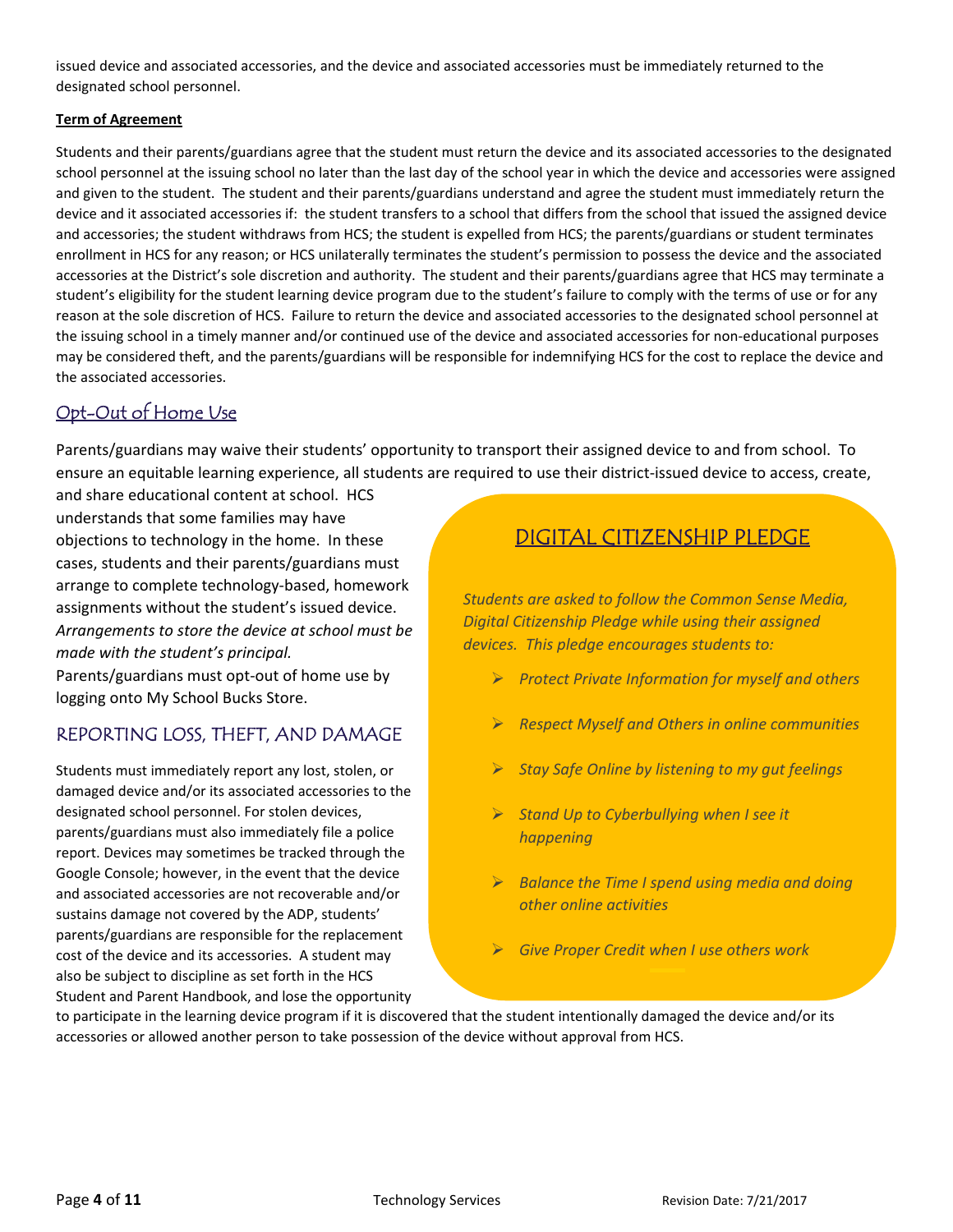issued device and associated accessories, and the device and associated accessories must be immediately returned to the designated school personnel.

**Term of Agreement**

Students and their parents/guardians agree that the student must return the device and its associated accessories to the designated school personnel at the issuing school no later than the last day of the school year in which the device and accessories were assigned and given to the student. The student and their parents/guardians understand and agree the student must immediately return the device and it associated accessories if: the student transfers to a school that differs from the school that issued the assigned device and accessories; the student withdraws from HCS; the student is expelled from HCS; the parents/guardians or student terminates enrollment in HCS for any reason; or HCS unilaterally terminates the student's permission to possess the device and the associated accessories at the District's sole discretion and authority. The student and their parents/guardians agree that HCS may terminate a student's eligibility for the student learning device program due to the student's failure to comply with the terms of use or for any reason at the sole discretion of HCS. Failure to return the device and associated accessories to the designated school personnel at the issuing school in a timely manner and/or continued use of the device and associated accessories for non-educational purposes may be considered theft, and the parents/guardians will be responsible for indemnifying HCS for the cost to replace the device and the associated accessories.

## Opt-Out of Home Use

Parents/guardians may waive their students' opportunity to transport their assigned device to and from school. To ensure an equitable learning experience, all students are required to use their district-issued device to access, create, and share educational content at school. HCS understands that some families may have objections to technology in the home. In these cases, students and their parents/guardians must arrange to complete technology-based, homework assignments without the student's issued device. *Arrangements to store the device at school must be made with the student's principal.* Parents/guardians must opt-out of home use by logging onto My School Bucks Store.

## REPORTING LOSS, THEFT, AND DAMAGE

Students must immediately report any lost, stolen, or damaged device and/or its associated accessories to the designated school personnel. For stolen devices, parents/guardians must also immediately file a police report. Devices may sometimes be tracked through the Google Console; however, in the event that the device and associated accessories are not recoverable and/or sustains damage not covered by the ADP, students' parents/guardians are responsible for the replacement cost of the device and its accessories. A student may also be subject to discipline as set forth in the HCS Student and Parent Handbook, and lose the opportunity to participate in the learning device program if it is discovered that the student intentionally damaged the device and/or its accessories or allowed another person to take possession of the device without approval from HCS.

## DIGITAL CITIZENSHIP PLEDGE

*Students are asked to follow the Common Sense Media, Digital Citizenship Pledge while using their assigned devices. This pledge encourages students to:*

- *Protect Private Information for myself and others*
- *Respect Myself and Others in online communities*
- *Stay Safe Online by listening to my gut feelings*
- *Stand Up to Cyberbullying when I see it happening*
- *Balance the Time I spend using media and doing other online activities*
- *Give Proper Credit when I use others work*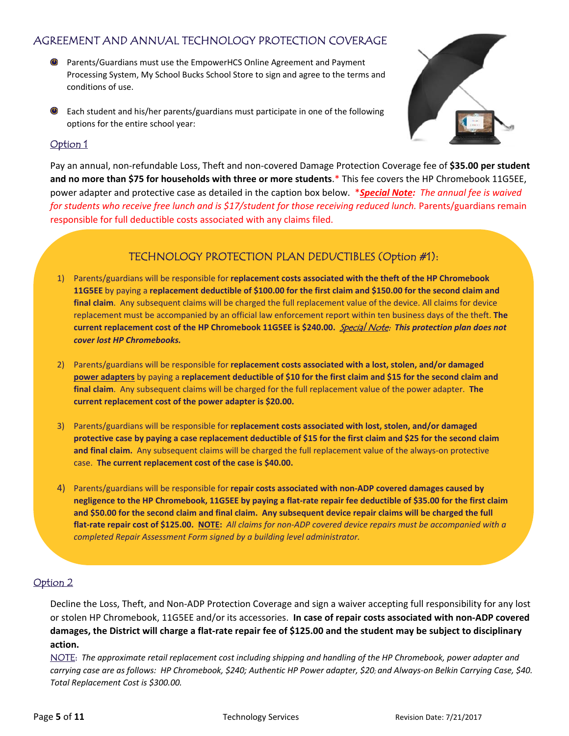## AGREEMENT AND ANNUAL TECHNOLOGY PROTECTION COVERAGE

- Parents/Guardians must use the EmpowerHCS Online Agreement and Payment Processing System, My School Bucks School Store to sign and agree to the terms and conditions of use.
- Each student and his/her parents/guardians must participate in one of the following options for the entire school year:

### Option 1

Pay an annual, non-refundable Loss, Theft and non-covered Damage Protection Coverage fee of **$35.00 per student and no more than $75 for households with three or more students**.* This fee covers the HP Chromebook 11G5EE, power adapter and protective case as detailed in the caption box below. ****Special Note:*** *The annual fee is waived for students who receive free lunch and is $17/student for those receiving reduced lunch.* Parents/guardians remain responsible for full deductible costs associated with any claims filed.

### TECHNOLOGY PROTECTION PLAN DEDUCTIBLES (Option #1):

1) Parents/guardians will be responsible for **replacement costs associated with the theft of the HP Chromebook 11G5EE** by paying a **replacement deductible of $100.00 for the first claim and $150.00 for the second claim and final claim**. Any subsequent claims will be charged the full replacement value of the device. All claims for device replacement must be accompanied by an official law enforcement report within ten business days of the theft. **The current replacement cost of the HP Chromebook 11G5EE is $240.00.** *Special Note*: ***This protection plan does not cover lost HP Chromebooks.***

2) Parents/guardians will be responsible for **replacement costs associated with a lost, stolen, and/or damaged power adapters** by paying a **replacement deductible of $10 for the first claim and $15 for the second claim and final claim**. Any subsequent claims will be charged for the full replacement value of the power adapter. **The current replacement cost of the power adapter is $20.00.**

3) Parents/guardians will be responsible for **replacement costs associated with lost, stolen, and/or damaged protective case by paying a case replacement deductible of $15 for the first claim and $25 for the second claim and final claim.** Any subsequent claims will be charged the full replacement value of the always-on protective case. **The current replacement cost of the case is $40.00.**

4) Parents/guardians will be responsible for **repair costs associated with non-ADP covered damages caused by negligence to the HP Chromebook, 11G5EE by paying a flat-rate repair fee deductible of $35.00 for the first claim and $50.00 for the second claim and final claim. Any subsequent device repair claims will be charged the full flat-rate repair cost of $125.00. NOTE:** *All claims for non-ADP covered device repairs must be accompanied with a completed Repair Assessment Form signed by a building level administrator.*

### Option 2

Decline the Loss, Theft, and Non-ADP Protection Coverage and sign a waiver accepting full responsibility for any lost or stolen HP Chromebook, 11G5EE and/or its accessories. **In case of repair costs associated with non-ADP covered damages, the District will charge a flat-rate repair fee of $125.00 and the student may be subject to disciplinary action.**

NOTE: *The approximate retail replacement cost including shipping and handling of the HP Chromebook, power adapter and carrying case are as follows: HP Chromebook, $240; Authentic HP Power adapter, $20; and Always-on Belkin Carrying Case, $40. Total Replacement Cost is $300.00.*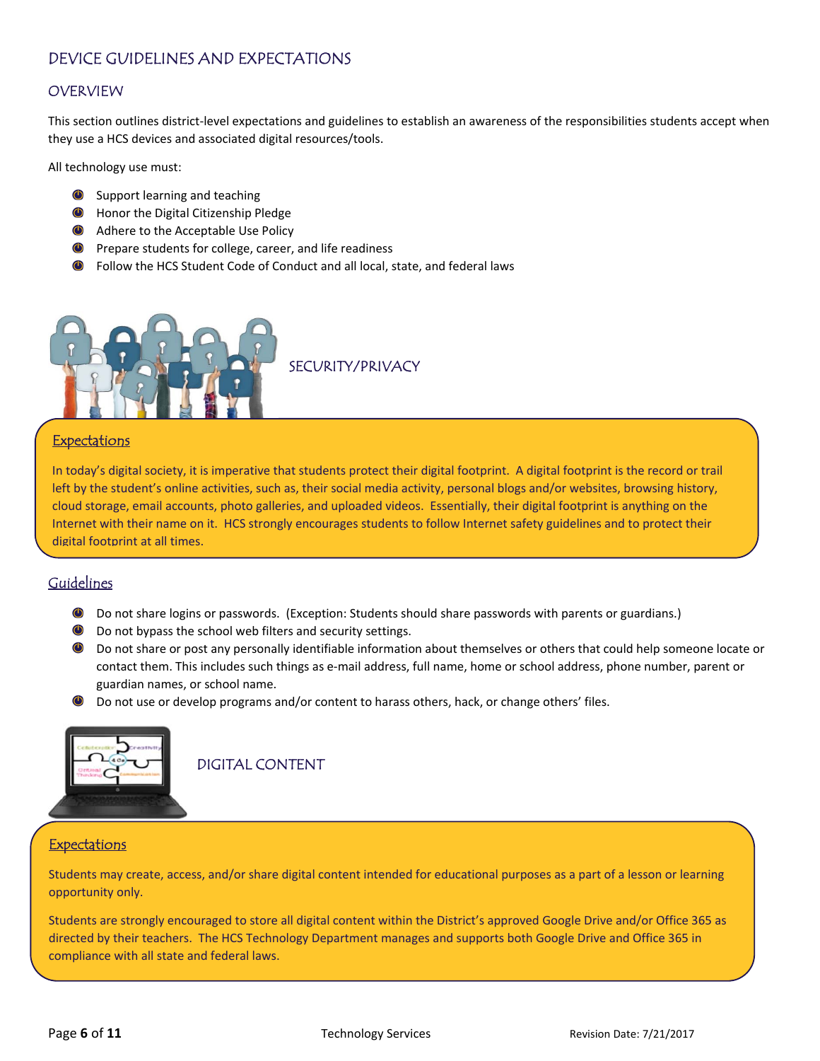# DEVICE GUIDELINES AND EXPECTATIONS

## OVERVIEW

This section outlines district-level expectations and guidelines to establish an awareness of the responsibilities students accept when they use a HCS devices and associated digital resources/tools.

All technology use must:

- Support learning and teaching
- Honor the Digital Citizenship Pledge
- Adhere to the Acceptable Use Policy
- Prepare students for college, career, and life readiness
- Follow the HCS Student Code of Conduct and all local, state, and federal laws

## SECURITY/PRIVACY

### Expectations

In today's digital society, it is imperative that students protect their digital footprint. A digital footprint is the record or trail left by the student's online activities, such as, their social media activity, personal blogs and/or websites, browsing history, cloud storage, email accounts, photo galleries, and uploaded videos. Essentially, their digital footprint is anything on the Internet with their name on it. HCS strongly encourages students to follow Internet safety guidelines and to protect their digital footprint at all times.

### Guidelines

- Do not share logins or passwords. (Exception: Students should share passwords with parents or guardians.)
- Do not bypass the school web filters and security settings.
- Do not share or post any personally identifiable information about themselves or others that could help someone locate or contact them. This includes such things as e-mail address, full name, home or school address, phone number, parent or guardian names, or school name.
- Do not use or develop programs and/or content to harass others, hack, or change others' files.

## DIGITAL CONTENT

### Expectations

Students may create, access, and/or share digital content intended for educational purposes as a part of a lesson or learning opportunity only.

Students are strongly encouraged to store all digital content within the District's approved Google Drive and/or Office 365 as directed by their teachers. The HCS Technology Department manages and supports both Google Drive and Office 365 in compliance with all state and federal laws.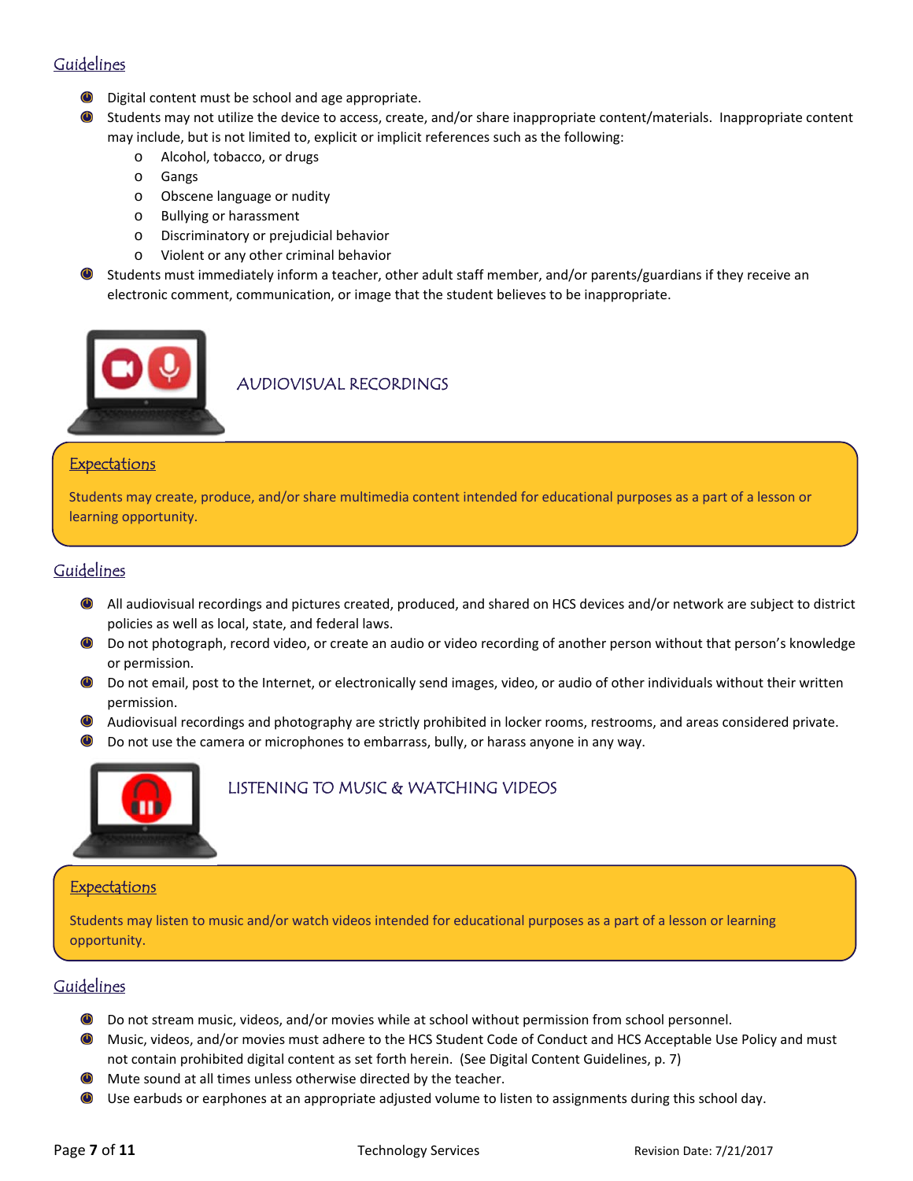### Guidelines

- Digital content must be school and age appropriate.
- Students may not utilize the device to access, create, and/or share inappropriate content/materials. Inappropriate content may include, but is not limited to, explicit or implicit references such as the following:
  - Alcohol, tobacco, or drugs
  - Gangs
  - Obscene language or nudity
  - Bullying or harassment
  - Discriminatory or prejudicial behavior
  - Violent or any other criminal behavior
- Students must immediately inform a teacher, other adult staff member, and/or parents/guardians if they receive an electronic comment, communication, or image that the student believes to be inappropriate.

## AUDIOVISUAL RECORDINGS

### Expectations

Students may create, produce, and/or share multimedia content intended for educational purposes as a part of a lesson or learning opportunity.

### Guidelines

- All audiovisual recordings and pictures created, produced, and shared on HCS devices and/or network are subject to district policies as well as local, state, and federal laws.
- Do not photograph, record video, or create an audio or video recording of another person without that person's knowledge or permission.
- Do not email, post to the Internet, or electronically send images, video, or audio of other individuals without their written permission.
- Audiovisual recordings and photography are strictly prohibited in locker rooms, restrooms, and areas considered private.
- Do not use the camera or microphones to embarrass, bully, or harass anyone in any way.

## LISTENING TO MUSIC & WATCHING VIDEOS

### Expectations

Students may listen to music and/or watch videos intended for educational purposes as a part of a lesson or learning opportunity.

### Guidelines

- Do not stream music, videos, and/or movies while at school without permission from school personnel.
- Music, videos, and/or movies must adhere to the HCS Student Code of Conduct and HCS Acceptable Use Policy and must not contain prohibited digital content as set forth herein. (See Digital Content Guidelines, p. 7)
- Mute sound at all times unless otherwise directed by the teacher.
- Use earbuds or earphones at an appropriate adjusted volume to listen to assignments during this school day.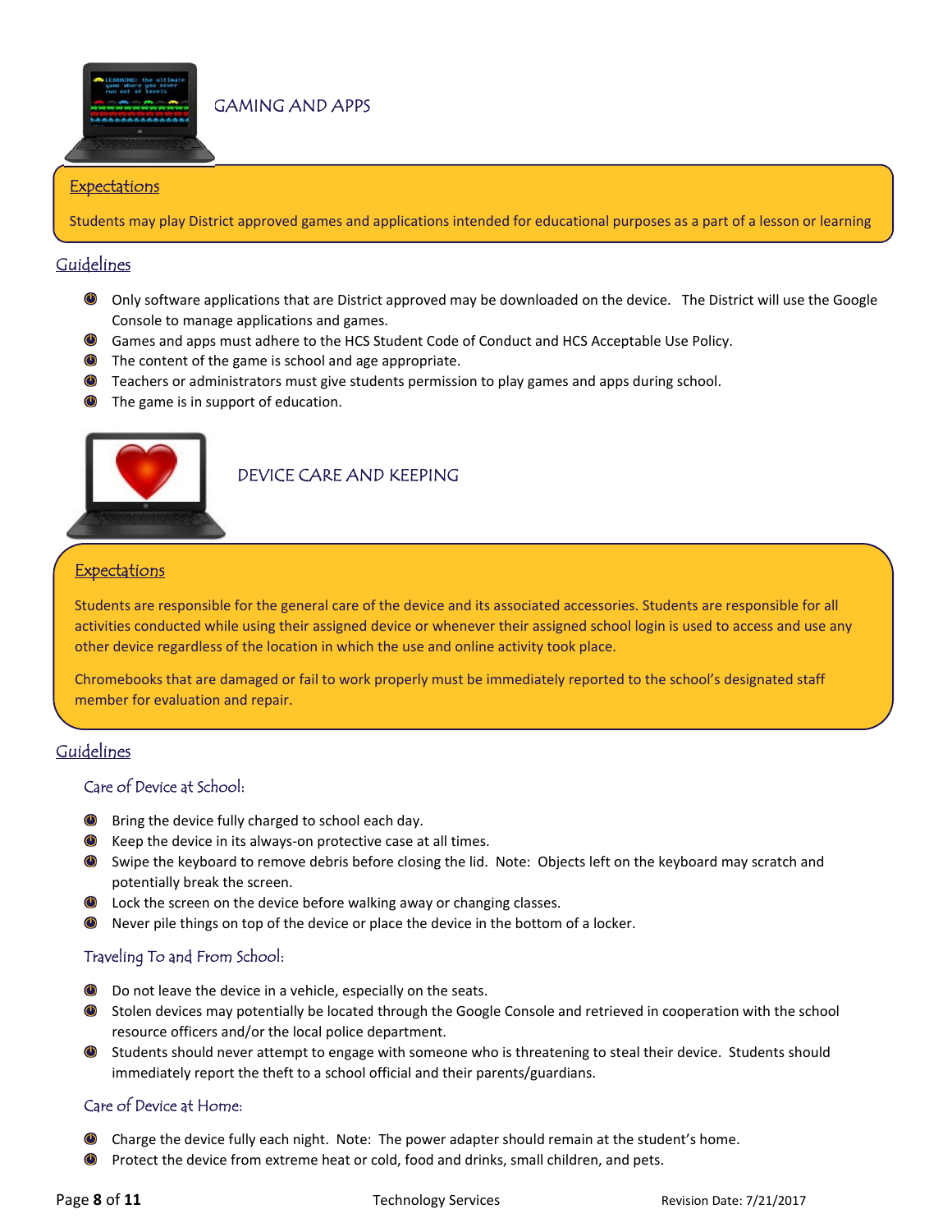## GAMING AND APPS

### Expectations

Students may play District approved games and applications intended for educational purposes as a part of a lesson or learning

### Guidelines

- Only software applications that are District approved may be downloaded on the device. The District will use the Google Console to manage applications and games.
- Games and apps must adhere to the HCS Student Code of Conduct and HCS Acceptable Use Policy.
- The content of the game is school and age appropriate.
- Teachers or administrators must give students permission to play games and apps during school.
- The game is in support of education.

## DEVICE CARE AND KEEPING

### Expectations

Students are responsible for the general care of the device and its associated accessories. Students are responsible for all activities conducted while using their assigned device or whenever their assigned school login is used to access and use any other device regardless of the location in which the use and online activity took place.

Chromebooks that are damaged or fail to work properly must be immediately reported to the school's designated staff member for evaluation and repair.

### Guidelines

#### Care of Device at School:

- Bring the device fully charged to school each day.
- Keep the device in its always-on protective case at all times.
- Swipe the keyboard to remove debris before closing the lid. Note: Objects left on the keyboard may scratch and potentially break the screen.
- Lock the screen on the device before walking away or changing classes.
- Never pile things on top of the device or place the device in the bottom of a locker.

#### Traveling To and From School:

- Do not leave the device in a vehicle, especially on the seats.
- Stolen devices may potentially be located through the Google Console and retrieved in cooperation with the school resource officers and/or the local police department.
- Students should never attempt to engage with someone who is threatening to steal their device. Students should immediately report the theft to a school official and their parents/guardians.

#### Care of Device at Home:

- Charge the device fully each night. Note: The power adapter should remain at the student's home.
- Protect the device from extreme heat or cold, food and drinks, small children, and pets.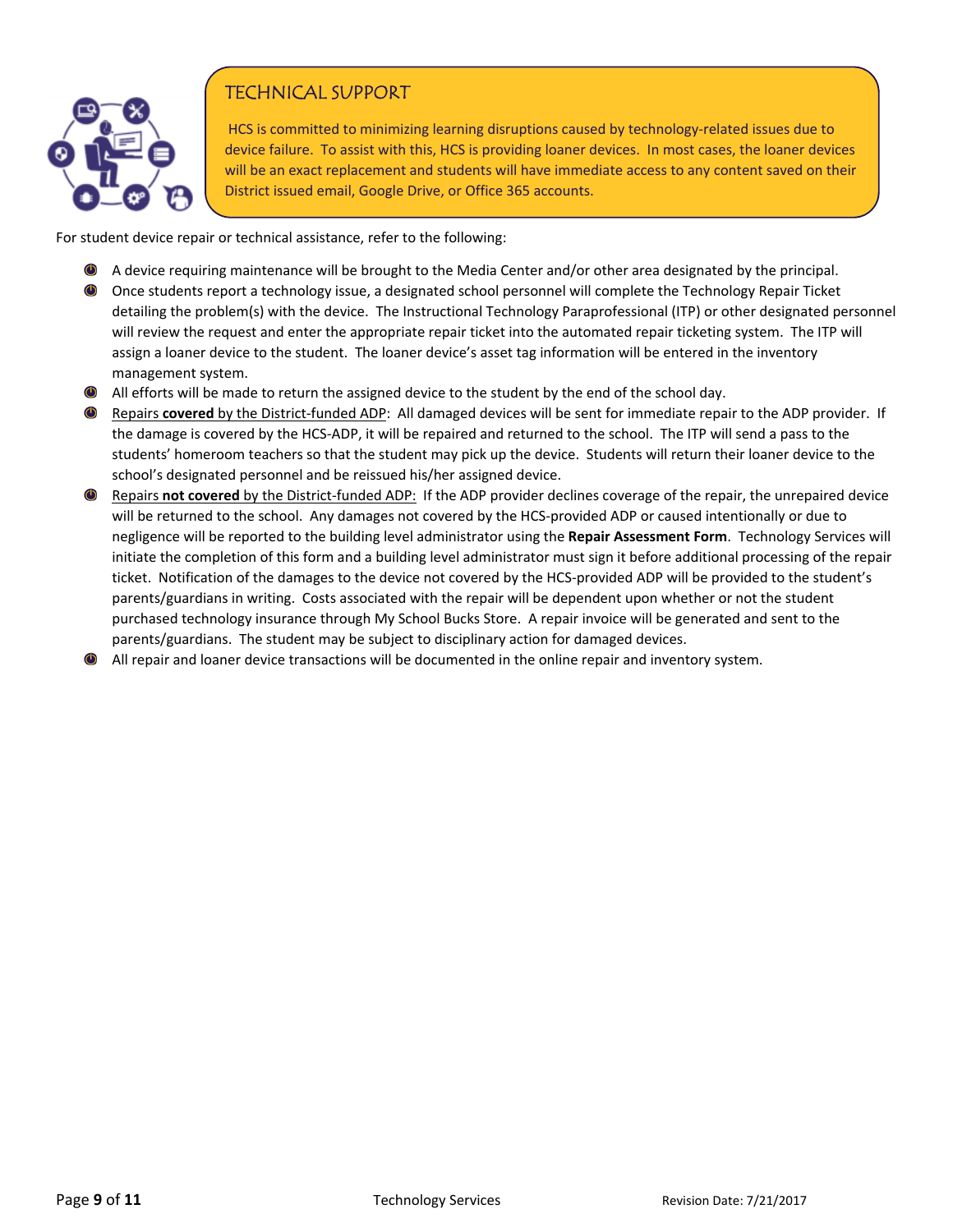## TECHNICAL SUPPORT

HCS is committed to minimizing learning disruptions caused by technology-related issues due to device failure. To assist with this, HCS is providing loaner devices. In most cases, the loaner devices will be an exact replacement and students will have immediate access to any content saved on their District issued email, Google Drive, or Office 365 accounts.

For student device repair or technical assistance, refer to the following:

- A device requiring maintenance will be brought to the Media Center and/or other area designated by the principal.
- Once students report a technology issue, a designated school personnel will complete the Technology Repair Ticket detailing the problem(s) with the device. The Instructional Technology Paraprofessional (ITP) or other designated personnel will review the request and enter the appropriate repair ticket into the automated repair ticketing system. The ITP will assign a loaner device to the student. The loaner device's asset tag information will be entered in the inventory management system.
- All efforts will be made to return the assigned device to the student by the end of the school day.
- Repairs **covered** by the District-funded ADP: All damaged devices will be sent for immediate repair to the ADP provider. If the damage is covered by the HCS-ADP, it will be repaired and returned to the school. The ITP will send a pass to the students' homeroom teachers so that the student may pick up the device. Students will return their loaner device to the school's designated personnel and be reissued his/her assigned device.
- Repairs **not covered** by the District-funded ADP: If the ADP provider declines coverage of the repair, the unrepaired device will be returned to the school. Any damages not covered by the HCS-provided ADP or caused intentionally or due to negligence will be reported to the building level administrator using the **Repair Assessment Form**. Technology Services will initiate the completion of this form and a building level administrator must sign it before additional processing of the repair ticket. Notification of the damages to the device not covered by the HCS-provided ADP will be provided to the student's parents/guardians in writing. Costs associated with the repair will be dependent upon whether or not the student purchased technology insurance through My School Bucks Store. A repair invoice will be generated and sent to the parents/guardians. The student may be subject to disciplinary action for damaged devices.
- All repair and loaner device transactions will be documented in the online repair and inventory system.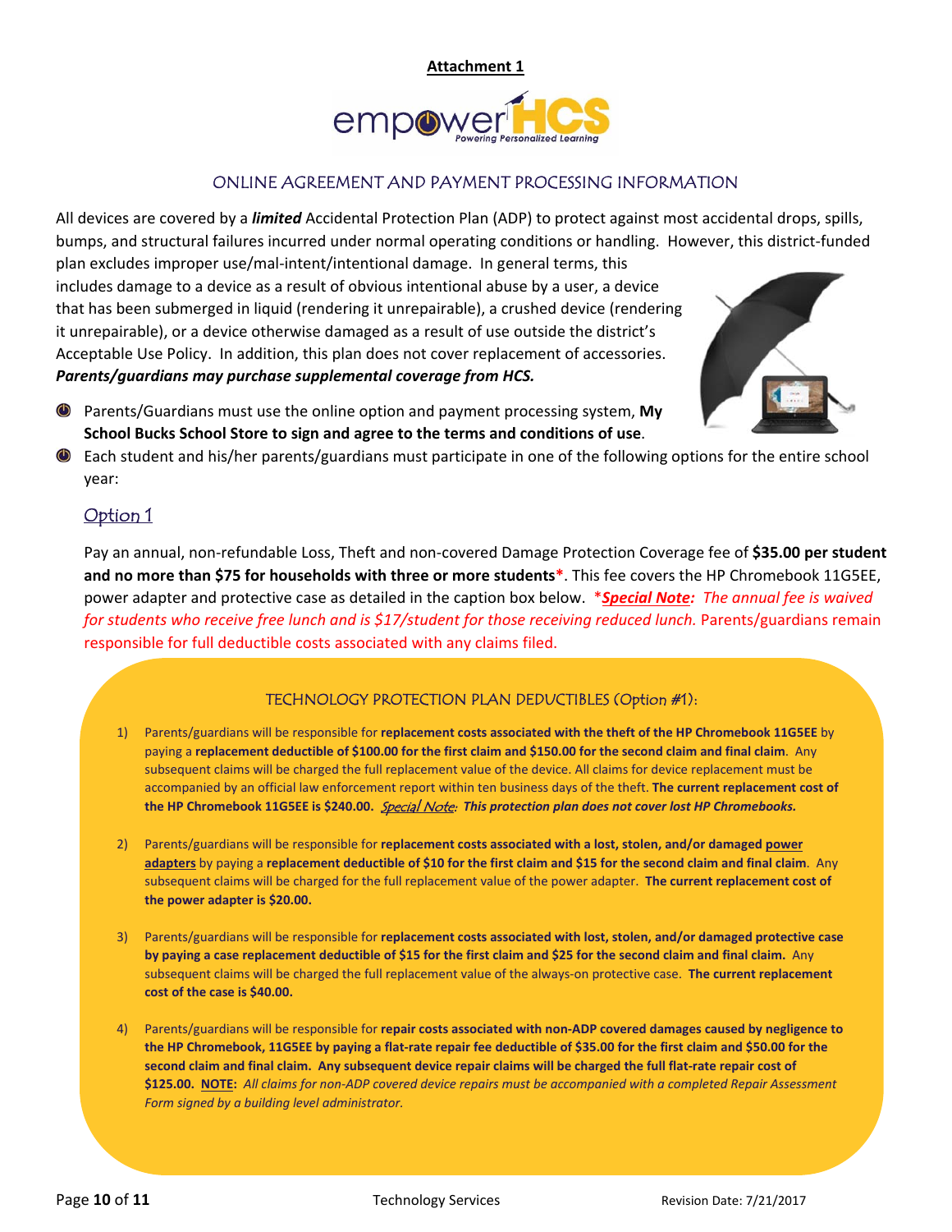**Attachment 1**

empowerHCS
Powering Personalized Learning

## ONLINE AGREEMENT AND PAYMENT PROCESSING INFORMATION

All devices are covered by a ***limited*** Accidental Protection Plan (ADP) to protect against most accidental drops, spills, bumps, and structural failures incurred under normal operating conditions or handling. However, this district-funded plan excludes improper use/mal-intent/intentional damage. In general terms, this includes damage to a device as a result of obvious intentional abuse by a user, a device that has been submerged in liquid (rendering it unrepairable), a crushed device (rendering it unrepairable), or a device otherwise damaged as a result of use outside the district's Acceptable Use Policy. In addition, this plan does not cover replacement of accessories. ***Parents/guardians may purchase supplemental coverage from HCS.***

- Parents/Guardians must use the online option and payment processing system, **My School Bucks School Store to sign and agree to the terms and conditions of use**.
- Each student and his/her parents/guardians must participate in one of the following options for the entire school year:

### Option 1

Pay an annual, non-refundable Loss, Theft and non-covered Damage Protection Coverage fee of **$35.00 per student and no more than $75 for households with three or more students***. This fee covers the HP Chromebook 11G5EE, power adapter and protective case as detailed in the caption box below. ****Special Note:*** *The annual fee is waived for students who receive free lunch and is $17/student for those receiving reduced lunch.* Parents/guardians remain responsible for full deductible costs associated with any claims filed.

#### TECHNOLOGY PROTECTION PLAN DEDUCTIBLES (Option #1):

1) Parents/guardians will be responsible for **replacement costs associated with the theft of the HP Chromebook 11G5EE** by paying a **replacement deductible of $100.00 for the first claim and $150.00 for the second claim and final claim**. Any subsequent claims will be charged the full replacement value of the device. All claims for device replacement must be accompanied by an official law enforcement report within ten business days of the theft. **The current replacement cost of the HP Chromebook 11G5EE is $240.00.** *Special Note:* ***This protection plan does not cover lost HP Chromebooks.***

2) Parents/guardians will be responsible for **replacement costs associated with a lost, stolen, and/or damaged power adapters** by paying a **replacement deductible of $10 for the first claim and $15 for the second claim and final claim**. Any subsequent claims will be charged for the full replacement value of the power adapter. **The current replacement cost of the power adapter is $20.00.**

3) Parents/guardians will be responsible for **replacement costs associated with lost, stolen, and/or damaged protective case by paying a case replacement deductible of $15 for the first claim and $25 for the second claim and final claim.** Any subsequent claims will be charged the full replacement value of the always-on protective case. **The current replacement cost of the case is $40.00.**

4) Parents/guardians will be responsible for **repair costs associated with non-ADP covered damages caused by negligence to the HP Chromebook, 11G5EE by paying a flat-rate repair fee deductible of $35.00 for the first claim and $50.00 for the second claim and final claim. Any subsequent device repair claims will be charged the full flat-rate repair cost of $125.00. NOTE:** *All claims for non-ADP covered device repairs must be accompanied with a completed Repair Assessment Form signed by a building level administrator.*

Technology Services — Revision Date: 7/21/2017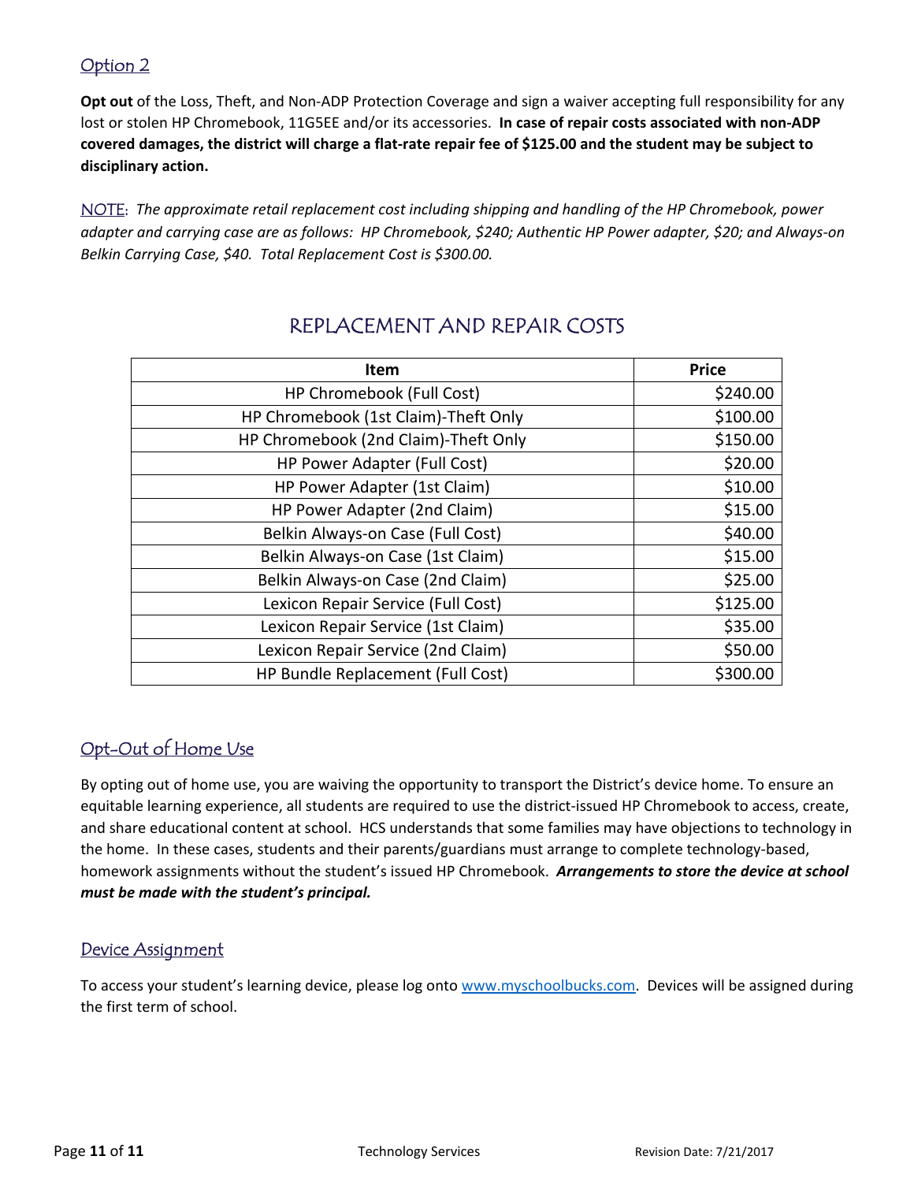## Option 2

**Opt out** of the Loss, Theft, and Non-ADP Protection Coverage and sign a waiver accepting full responsibility for any lost or stolen HP Chromebook, 11G5EE and/or its accessories. **In case of repair costs associated with non-ADP covered damages, the district will charge a flat-rate repair fee of $125.00 and the student may be subject to disciplinary action.**

NOTE: *The approximate retail replacement cost including shipping and handling of the HP Chromebook, power adapter and carrying case are as follows: HP Chromebook, $240; Authentic HP Power adapter, $20; and Always-on Belkin Carrying Case, $40. Total Replacement Cost is $300.00.*

# REPLACEMENT AND REPAIR COSTS

| Item | Price |
|---|---|
| HP Chromebook (Full Cost) | $240.00 |
| HP Chromebook (1st Claim)-Theft Only | $100.00 |
| HP Chromebook (2nd Claim)-Theft Only | $150.00 |
| HP Power Adapter (Full Cost) | $20.00 |
| HP Power Adapter (1st Claim) | $10.00 |
| HP Power Adapter (2nd Claim) | $15.00 |
| Belkin Always-on Case (Full Cost) | $40.00 |
| Belkin Always-on Case (1st Claim) | $15.00 |
| Belkin Always-on Case (2nd Claim) | $25.00 |
| Lexicon Repair Service (Full Cost) | $125.00 |
| Lexicon Repair Service (1st Claim) | $35.00 |
| Lexicon Repair Service (2nd Claim) | $50.00 |
| HP Bundle Replacement (Full Cost) | $300.00 |

## Opt-Out of Home Use

By opting out of home use, you are waiving the opportunity to transport the District's device home. To ensure an equitable learning experience, all students are required to use the district-issued HP Chromebook to access, create, and share educational content at school. HCS understands that some families may have objections to technology in the home. In these cases, students and their parents/guardians must arrange to complete technology-based, homework assignments without the student's issued HP Chromebook. ***Arrangements to store the device at school must be made with the student's principal.***

## Device Assignment

To access your student's learning device, please log onto www.myschoolbucks.com. Devices will be assigned during the first term of school.